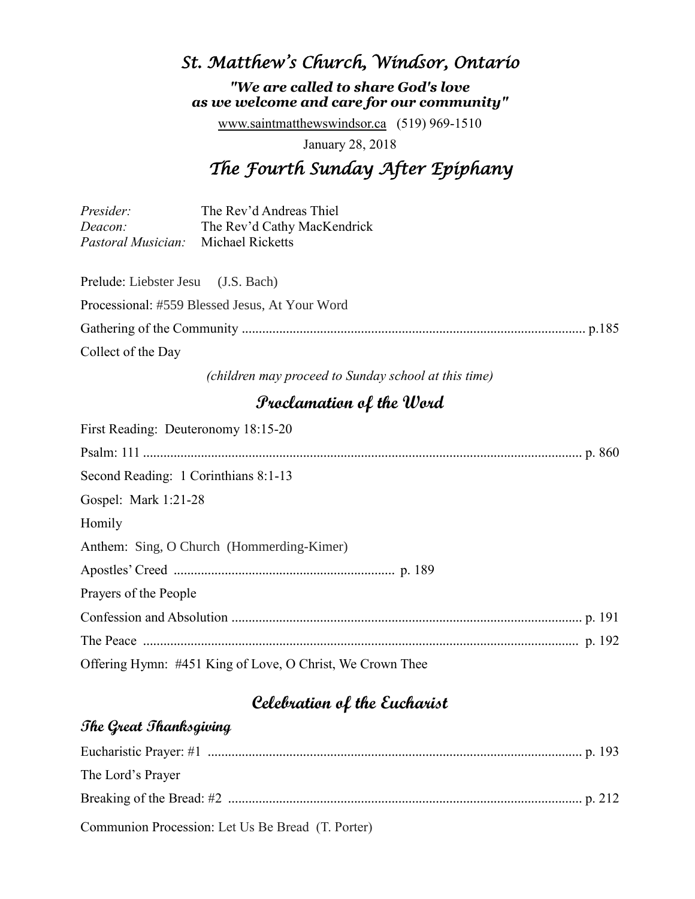# *St. Matthew's Church, Windsor, Ontario*

***"We are called to share God's love as we welcome and care for our community"***

www.saintmatthewswindsor.ca (519) 969-1510

January 28, 2018

## *The Fourth Sunday After Epiphany*

*Presider:* The Rev'd Andreas Thiel
*Deacon:* The Rev'd Cathy MacKendrick
*Pastoral Musician:* Michael Ricketts

Prelude: Liebster Jesu (J.S. Bach)

Processional: #559 Blessed Jesus, At Your Word

Gathering of the Community .................................................................................................. p.185

Collect of the Day

*(children may proceed to Sunday school at this time)*

## **Proclamation of the Word**

First Reading: Deuteronomy 18:15-20

Psalm: 111 ............................................................................................................................ p. 860

Second Reading: 1 Corinthians 8:1-13

Gospel: Mark 1:21-28

Homily

Anthem: Sing, O Church (Hommerding-Kimer)

Apostles' Creed ................................................................. p. 189

Prayers of the People

Confession and Absolution ..................................................................................................... p. 191

The Peace ............................................................................................................................... p. 192

Offering Hymn: #451 King of Love, O Christ, We Crown Thee

## **Celebration of the Eucharist**

### **The Great Thanksgiving**

Eucharistic Prayer: #1 ............................................................................................................ p. 193

The Lord's Prayer

Breaking of the Bread: #2 ....................................................................................................... p. 212

Communion Procession: Let Us Be Bread (T. Porter)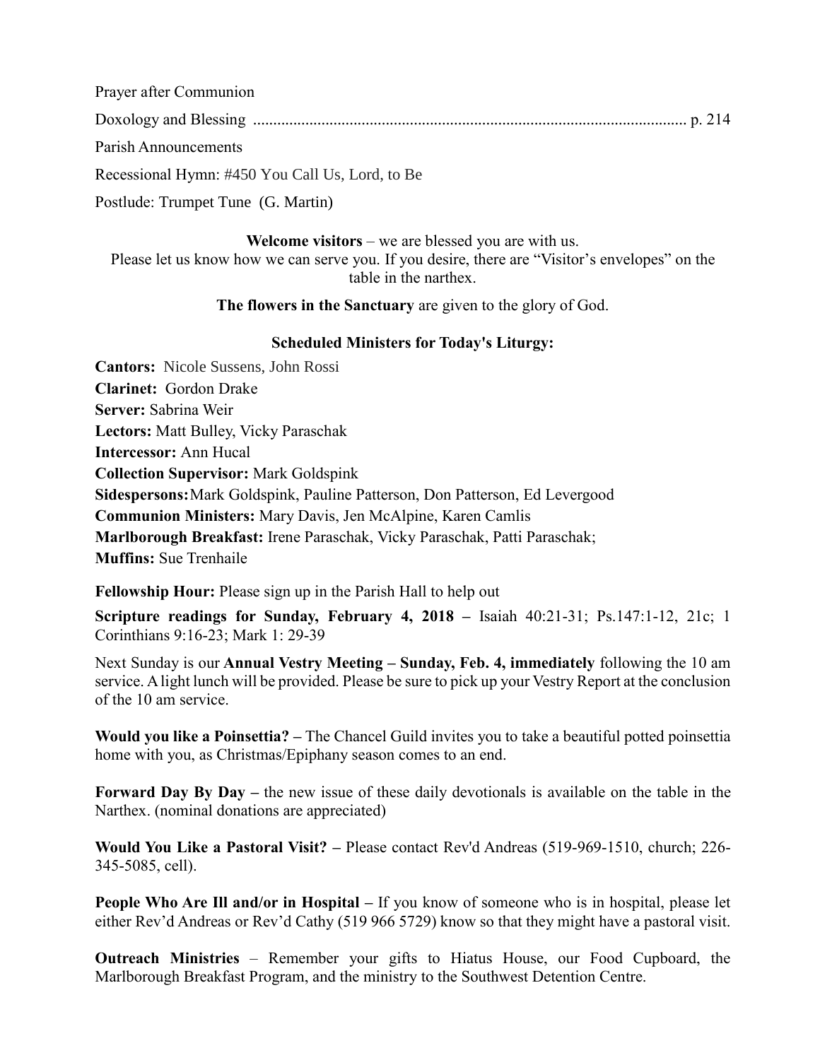Prayer after Communion

Doxology and Blessing ........................................................................................................... p. 214

Parish Announcements

Recessional Hymn: #450 You Call Us, Lord, to Be

Postlude: Trumpet Tune (G. Martin)

**Welcome visitors** – we are blessed you are with us.
Please let us know how we can serve you. If you desire, there are "Visitor's envelopes" on the table in the narthex.

**The flowers in the Sanctuary** are given to the glory of God.

**Scheduled Ministers for Today's Liturgy:**

**Cantors:** Nicole Sussens, John Rossi
**Clarinet:** Gordon Drake
**Server:** Sabrina Weir
**Lectors:** Matt Bulley, Vicky Paraschak
**Intercessor:** Ann Hucal
**Collection Supervisor:** Mark Goldspink
**Sidespersons:** Mark Goldspink, Pauline Patterson, Don Patterson, Ed Levergood
**Communion Ministers:** Mary Davis, Jen McAlpine, Karen Camlis
**Marlborough Breakfast:** Irene Paraschak, Vicky Paraschak, Patti Paraschak;
**Muffins:** Sue Trenhaile

**Fellowship Hour:** Please sign up in the Parish Hall to help out

**Scripture readings for Sunday, February 4, 2018 –** Isaiah 40:21-31; Ps.147:1-12, 21c; 1 Corinthians 9:16-23; Mark 1: 29-39

Next Sunday is our **Annual Vestry Meeting – Sunday, Feb. 4, immediately** following the 10 am service. A light lunch will be provided. Please be sure to pick up your Vestry Report at the conclusion of the 10 am service.

**Would you like a Poinsettia? –** The Chancel Guild invites you to take a beautiful potted poinsettia home with you, as Christmas/Epiphany season comes to an end.

**Forward Day By Day –** the new issue of these daily devotionals is available on the table in the Narthex. (nominal donations are appreciated)

**Would You Like a Pastoral Visit? –** Please contact Rev'd Andreas (519-969-1510, church; 226-345-5085, cell).

**People Who Are Ill and/or in Hospital –** If you know of someone who is in hospital, please let either Rev'd Andreas or Rev'd Cathy (519 966 5729) know so that they might have a pastoral visit.

**Outreach Ministries** – Remember your gifts to Hiatus House, our Food Cupboard, the Marlborough Breakfast Program, and the ministry to the Southwest Detention Centre.